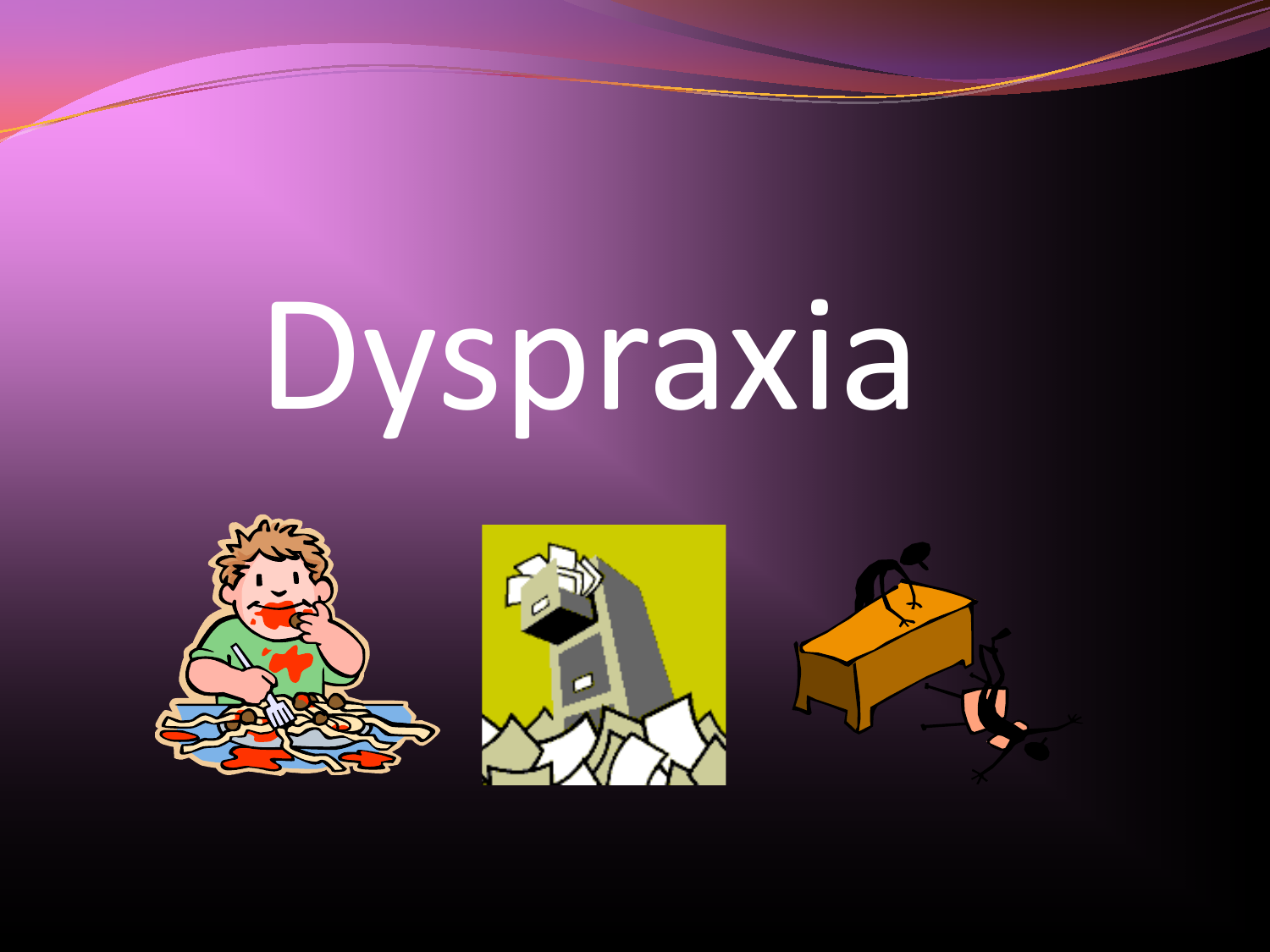# Dyspraxia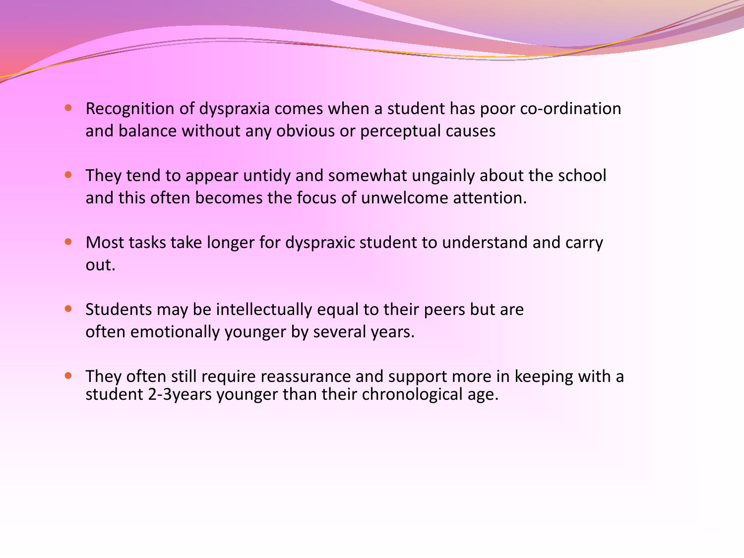- Recognition of dyspraxia comes when a student has poor co-ordination and balance without any obvious or perceptual causes
- They tend to appear untidy and somewhat ungainly about the school and this often becomes the focus of unwelcome attention.
- Most tasks take longer for dyspraxic student to understand and carry out.
- Students may be intellectually equal to their peers but are often emotionally younger by several years.
- They often still require reassurance and support more in keeping with a student 2-3years younger than their chronological age.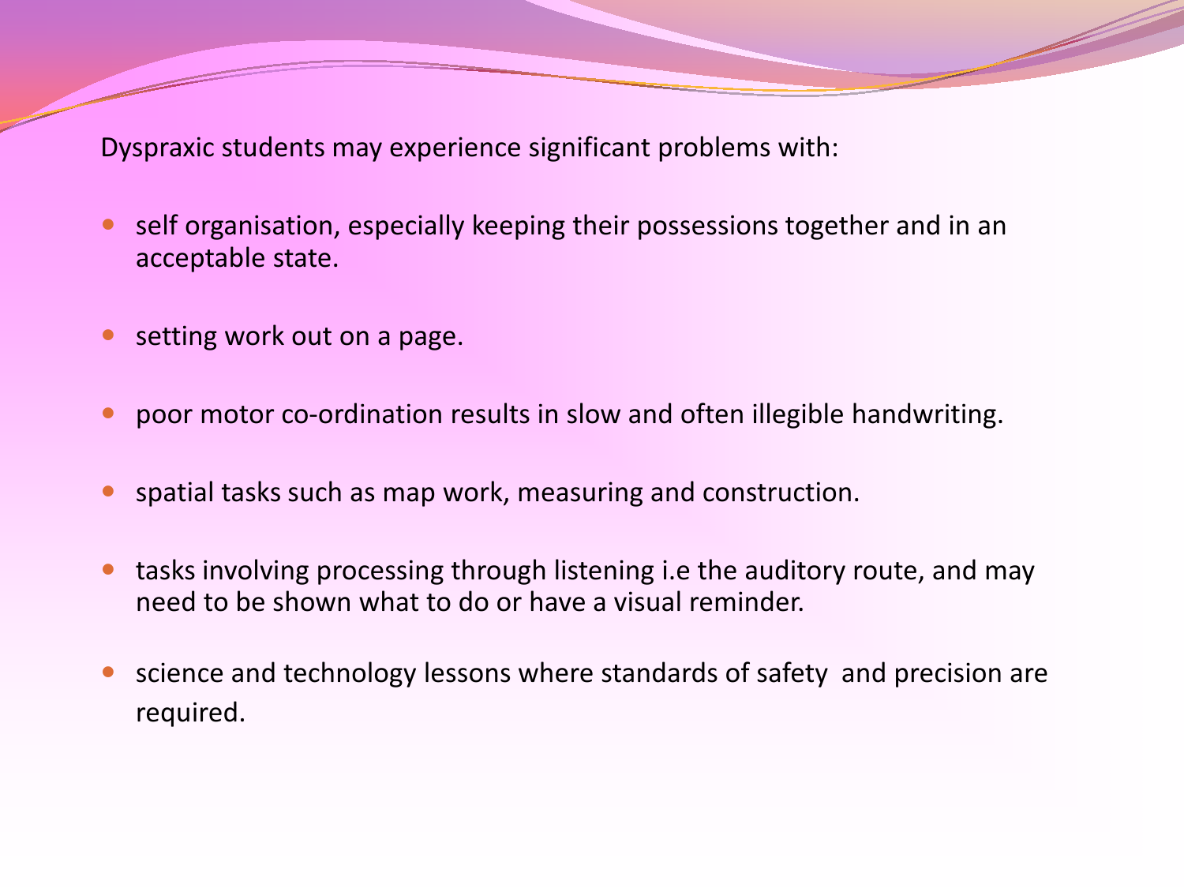Dyspraxic students may experience significant problems with:

- self organisation, especially keeping their possessions together and in an acceptable state.
- setting work out on a page.
- poor motor co-ordination results in slow and often illegible handwriting.
- spatial tasks such as map work, measuring and construction.
- tasks involving processing through listening i.e the auditory route, and may need to be shown what to do or have a visual reminder.
- science and technology lessons where standards of safety and precision are required.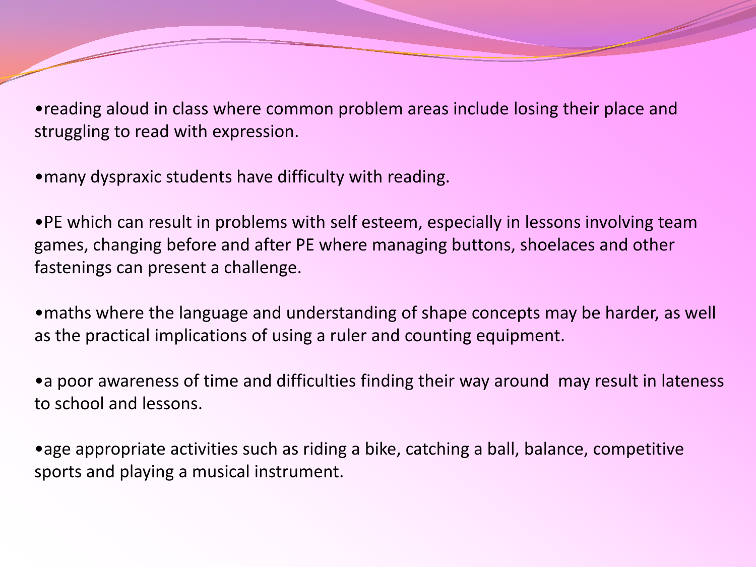- reading aloud in class where common problem areas include losing their place and struggling to read with expression.

- many dyspraxic students have difficulty with reading.

- PE which can result in problems with self esteem, especially in lessons involving team games, changing before and after PE where managing buttons, shoelaces and other fastenings can present a challenge.

- maths where the language and understanding of shape concepts may be harder, as well as the practical implications of using a ruler and counting equipment.

- a poor awareness of time and difficulties finding their way around  may result in lateness to school and lessons.

- age appropriate activities such as riding a bike, catching a ball, balance, competitive sports and playing a musical instrument.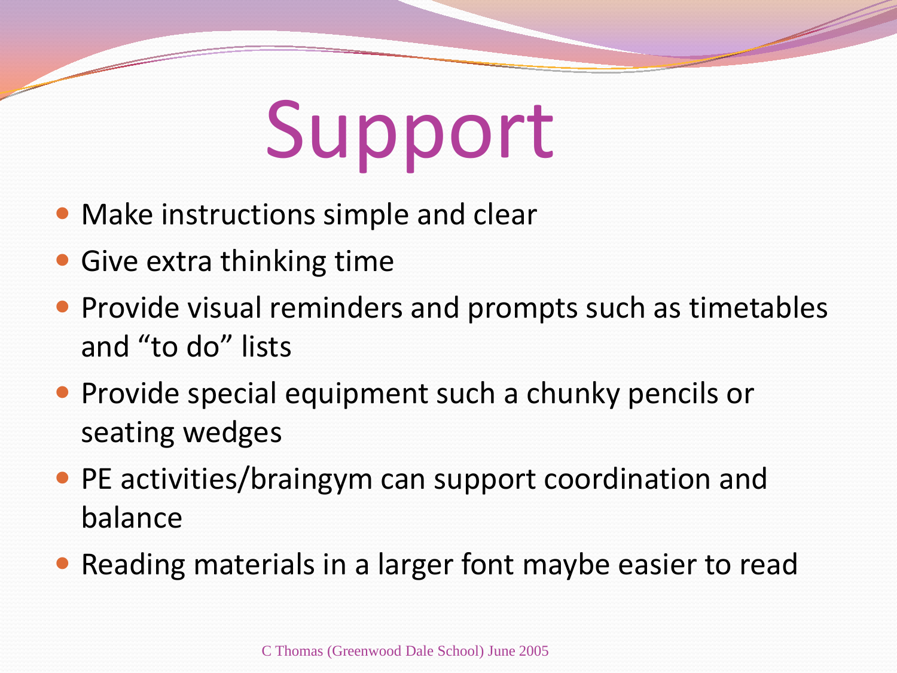# Support

- Make instructions simple and clear
- Give extra thinking time
- Provide visual reminders and prompts such as timetables and "to do" lists
- Provide special equipment such a chunky pencils or seating wedges
- PE activities/braingym can support coordination and balance
- Reading materials in a larger font maybe easier to read

C Thomas (Greenwood Dale School) June 2005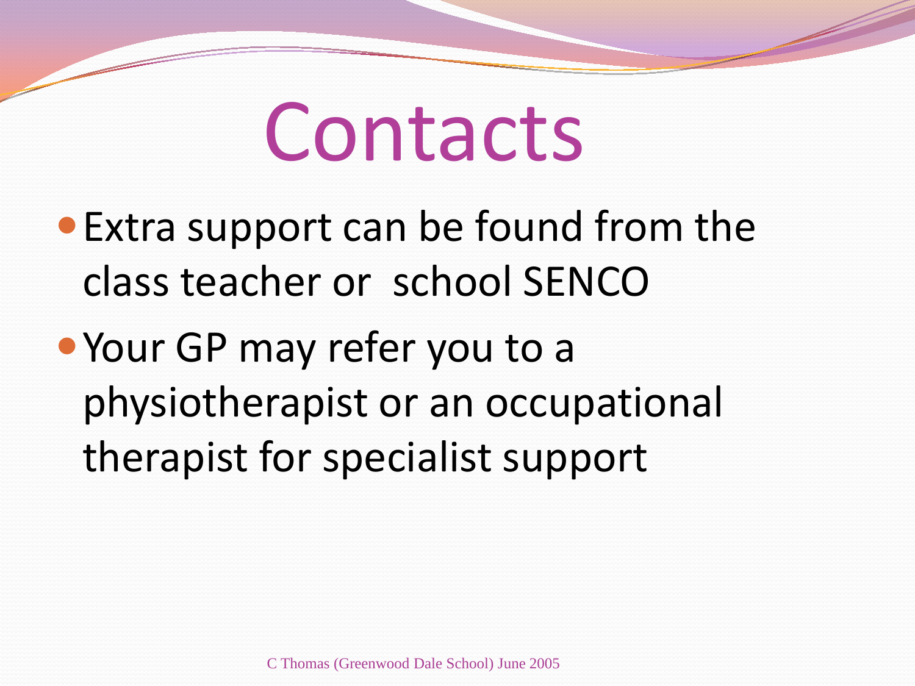# Contacts

- Extra support can be found from the class teacher or school SENCO
- Your GP may refer you to a physiotherapist or an occupational therapist for specialist support